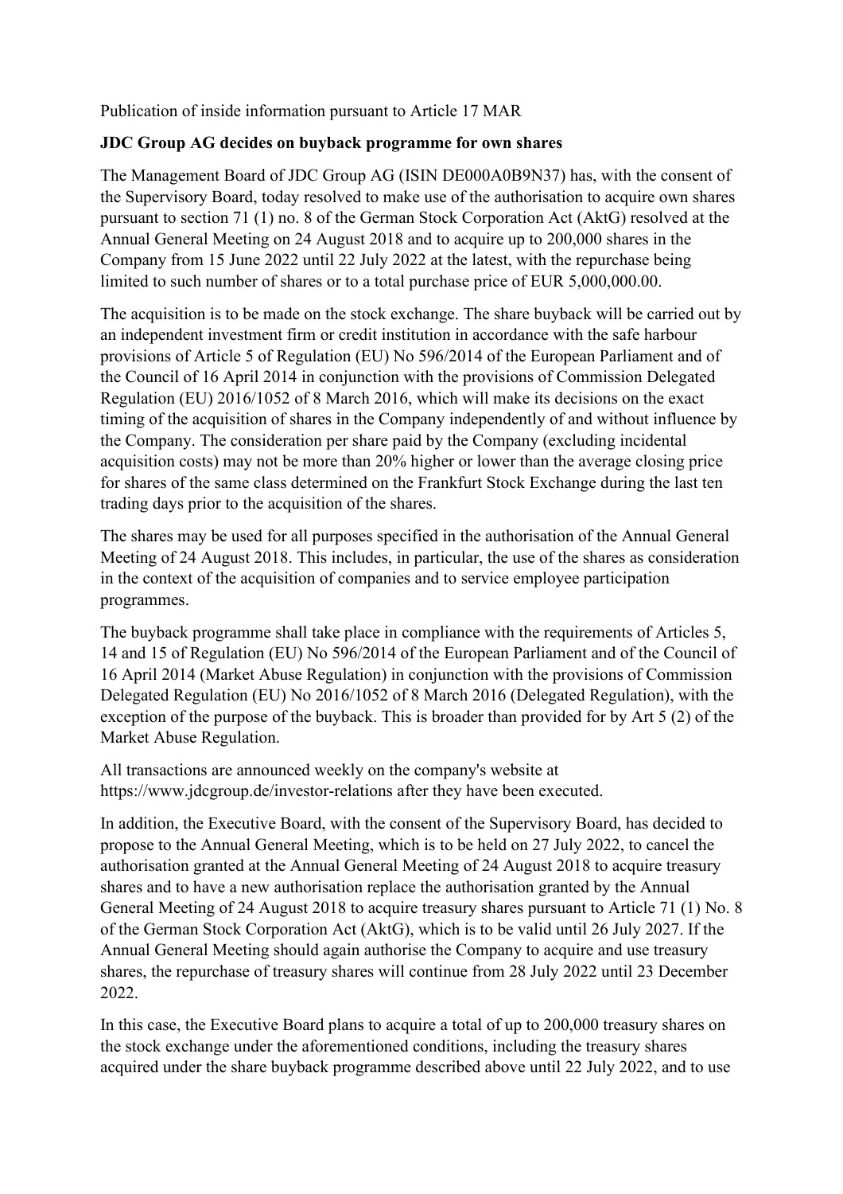Publication of inside information pursuant to Article 17 MAR

**JDC Group AG decides on buyback programme for own shares**

The Management Board of JDC Group AG (ISIN DE000A0B9N37) has, with the consent of the Supervisory Board, today resolved to make use of the authorisation to acquire own shares pursuant to section 71 (1) no. 8 of the German Stock Corporation Act (AktG) resolved at the Annual General Meeting on 24 August 2018 and to acquire up to 200,000 shares in the Company from 15 June 2022 until 22 July 2022 at the latest, with the repurchase being limited to such number of shares or to a total purchase price of EUR 5,000,000.00.

The acquisition is to be made on the stock exchange. The share buyback will be carried out by an independent investment firm or credit institution in accordance with the safe harbour provisions of Article 5 of Regulation (EU) No 596/2014 of the European Parliament and of the Council of 16 April 2014 in conjunction with the provisions of Commission Delegated Regulation (EU) 2016/1052 of 8 March 2016, which will make its decisions on the exact timing of the acquisition of shares in the Company independently of and without influence by the Company. The consideration per share paid by the Company (excluding incidental acquisition costs) may not be more than 20% higher or lower than the average closing price for shares of the same class determined on the Frankfurt Stock Exchange during the last ten trading days prior to the acquisition of the shares.

The shares may be used for all purposes specified in the authorisation of the Annual General Meeting of 24 August 2018. This includes, in particular, the use of the shares as consideration in the context of the acquisition of companies and to service employee participation programmes.

The buyback programme shall take place in compliance with the requirements of Articles 5, 14 and 15 of Regulation (EU) No 596/2014 of the European Parliament and of the Council of 16 April 2014 (Market Abuse Regulation) in conjunction with the provisions of Commission Delegated Regulation (EU) No 2016/1052 of 8 March 2016 (Delegated Regulation), with the exception of the purpose of the buyback. This is broader than provided for by Art 5 (2) of the Market Abuse Regulation.

All transactions are announced weekly on the company's website at https://www.jdcgroup.de/investor-relations after they have been executed.

In addition, the Executive Board, with the consent of the Supervisory Board, has decided to propose to the Annual General Meeting, which is to be held on 27 July 2022, to cancel the authorisation granted at the Annual General Meeting of 24 August 2018 to acquire treasury shares and to have a new authorisation replace the authorisation granted by the Annual General Meeting of 24 August 2018 to acquire treasury shares pursuant to Article 71 (1) No. 8 of the German Stock Corporation Act (AktG), which is to be valid until 26 July 2027. If the Annual General Meeting should again authorise the Company to acquire and use treasury shares, the repurchase of treasury shares will continue from 28 July 2022 until 23 December 2022.

In this case, the Executive Board plans to acquire a total of up to 200,000 treasury shares on the stock exchange under the aforementioned conditions, including the treasury shares acquired under the share buyback programme described above until 22 July 2022, and to use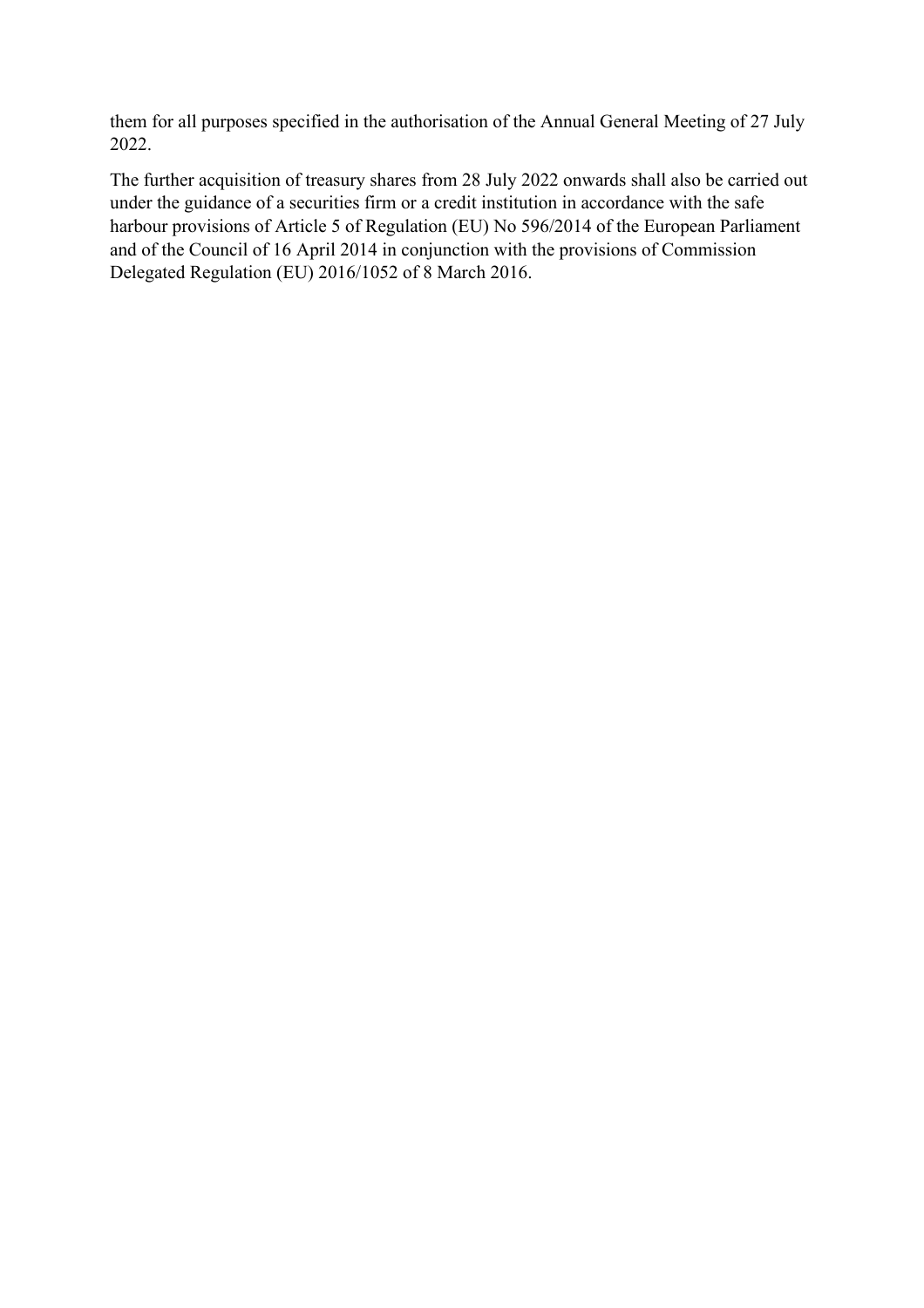them for all purposes specified in the authorisation of the Annual General Meeting of 27 July 2022.

The further acquisition of treasury shares from 28 July 2022 onwards shall also be carried out under the guidance of a securities firm or a credit institution in accordance with the safe harbour provisions of Article 5 of Regulation (EU) No 596/2014 of the European Parliament and of the Council of 16 April 2014 in conjunction with the provisions of Commission Delegated Regulation (EU) 2016/1052 of 8 March 2016.